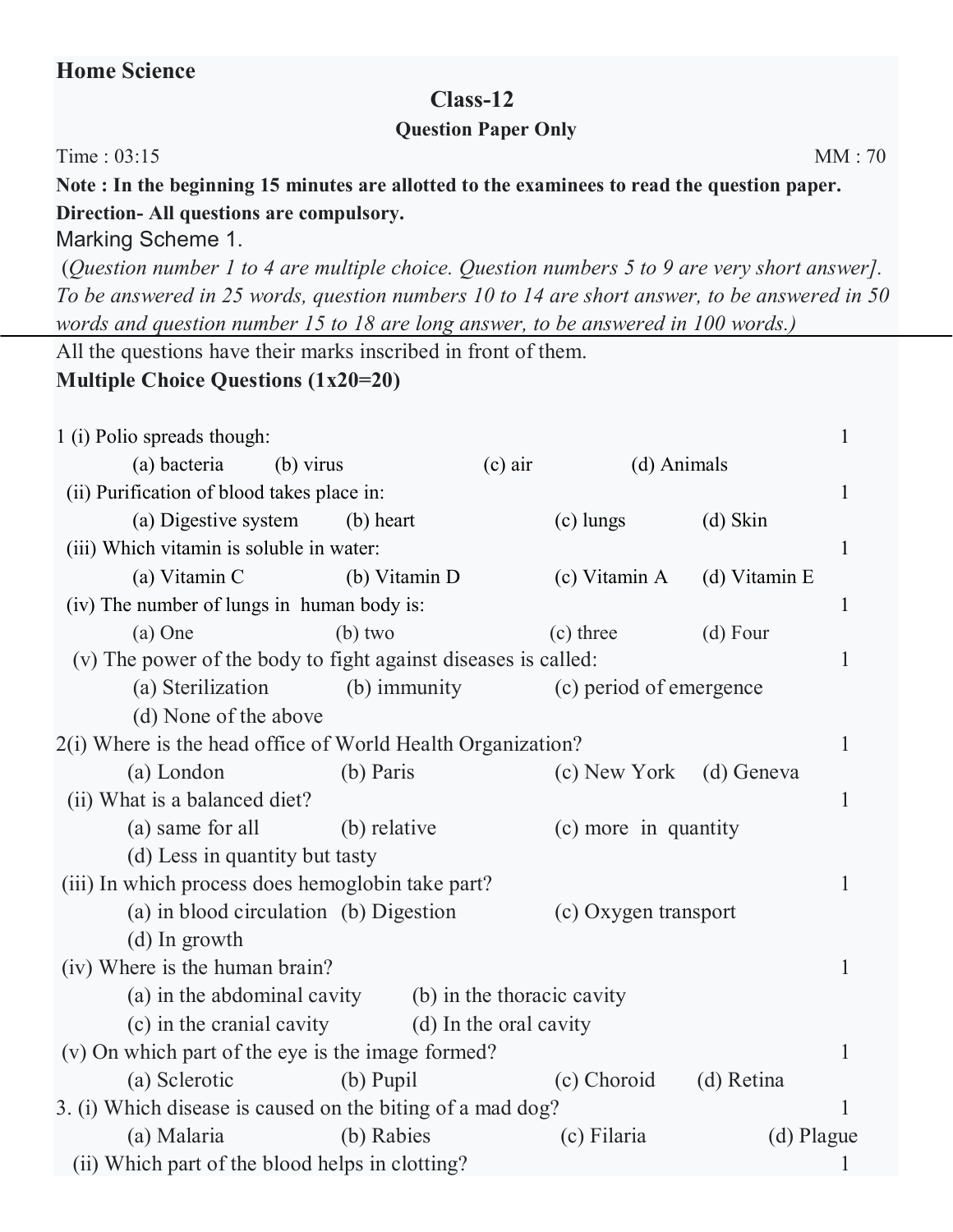**Home Science**

# Class-12

**Question Paper Only**

Time : 03:15 MM : 70

**Note : In the beginning 15 minutes are allotted to the examinees to read the question paper.**

**Direction- All questions are compulsory.**

Marking Scheme 1.

*(Question number 1 to 4 are multiple choice. Question numbers 5 to 9 are very short answer]. To be answered in 25 words, question numbers 10 to 14 are short answer, to be answered in 50 words and question number 15 to 18 are long answer, to be answered in 100 words.)*

All the questions have their marks inscribed in front of them.

**Multiple Choice Questions (1x20=20)**

1 (i) Polio spreads though: 1

(a) bacteria (b) virus (c) air (d) Animals

(ii) Purification of blood takes place in: 1

(a) Digestive system (b) heart (c) lungs (d) Skin

(iii) Which vitamin is soluble in water: 1

(a) Vitamin C (b) Vitamin D (c) Vitamin A (d) Vitamin E

(iv) The number of lungs in human body is: 1

(a) One (b) two (c) three (d) Four

(v) The power of the body to fight against diseases is called: 1

(a) Sterilization (b) immunity (c) period of emergence

(d) None of the above

2(i) Where is the head office of World Health Organization? 1

(a) London (b) Paris (c) New York (d) Geneva

(ii) What is a balanced diet? 1

(a) same for all (b) relative (c) more in quantity

(d) Less in quantity but tasty

(iii) In which process does hemoglobin take part? 1

(a) in blood circulation (b) Digestion (c) Oxygen transport

(d) In growth

(iv) Where is the human brain? 1

(a) in the abdominal cavity (b) in the thoracic cavity

(c) in the cranial cavity (d) In the oral cavity

(v) On which part of the eye is the image formed? 1

(a) Sclerotic (b) Pupil (c) Choroid (d) Retina

3. (i) Which disease is caused on the biting of a mad dog? 1

(a) Malaria (b) Rabies (c) Filaria (d) Plague

(ii) Which part of the blood helps in clotting? 1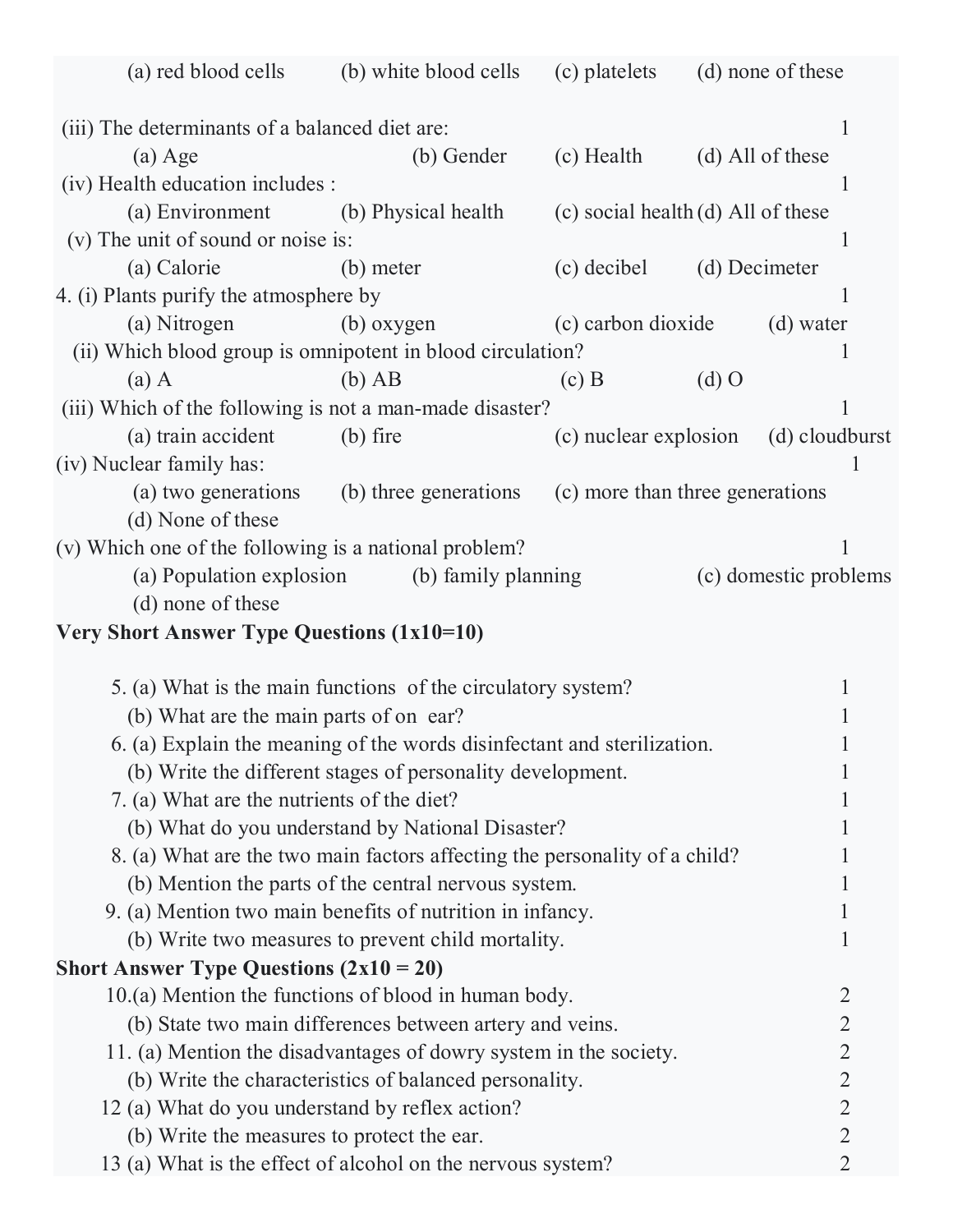(a) red blood cells (b) white blood cells (c) platelets (d) none of these

(iii) The determinants of a balanced diet are: 1

(a) Age (b) Gender (c) Health (d) All of these

(iv) Health education includes : 1

(a) Environment (b) Physical health (c) social health (d) All of these

(v) The unit of sound or noise is: 1

(a) Calorie (b) meter (c) decibel (d) Decimeter

4. (i) Plants purify the atmosphere by 1

(a) Nitrogen (b) oxygen (c) carbon dioxide (d) water

(ii) Which blood group is omnipotent in blood circulation? 1

(a) A (b) AB (c) B (d) O

(iii) Which of the following is not a man-made disaster? 1

(a) train accident (b) fire (c) nuclear explosion (d) cloudburst

(iv) Nuclear family has: 1

(a) two generations (b) three generations (c) more than three generations (d) None of these

(v) Which one of the following is a national problem? 1

(a) Population explosion (b) family planning (c) domestic problems (d) none of these

**Very Short Answer Type Questions (1x10=10)**

5. (a) What is the main functions of the circulatory system? 1

(b) What are the main parts of on ear? 1

6. (a) Explain the meaning of the words disinfectant and sterilization. 1

(b) Write the different stages of personality development. 1

7. (a) What are the nutrients of the diet? 1

(b) What do you understand by National Disaster? 1

8. (a) What are the two main factors affecting the personality of a child? 1

(b) Mention the parts of the central nervous system. 1

9. (a) Mention two main benefits of nutrition in infancy. 1

(b) Write two measures to prevent child mortality. 1

**Short Answer Type Questions (2x10 = 20)**

10.(a) Mention the functions of blood in human body. 2

(b) State two main differences between artery and veins. 2

11. (a) Mention the disadvantages of dowry system in the society. 2

(b) Write the characteristics of balanced personality. 2

12 (a) What do you understand by reflex action? 2

(b) Write the measures to protect the ear. 2

13 (a) What is the effect of alcohol on the nervous system? 2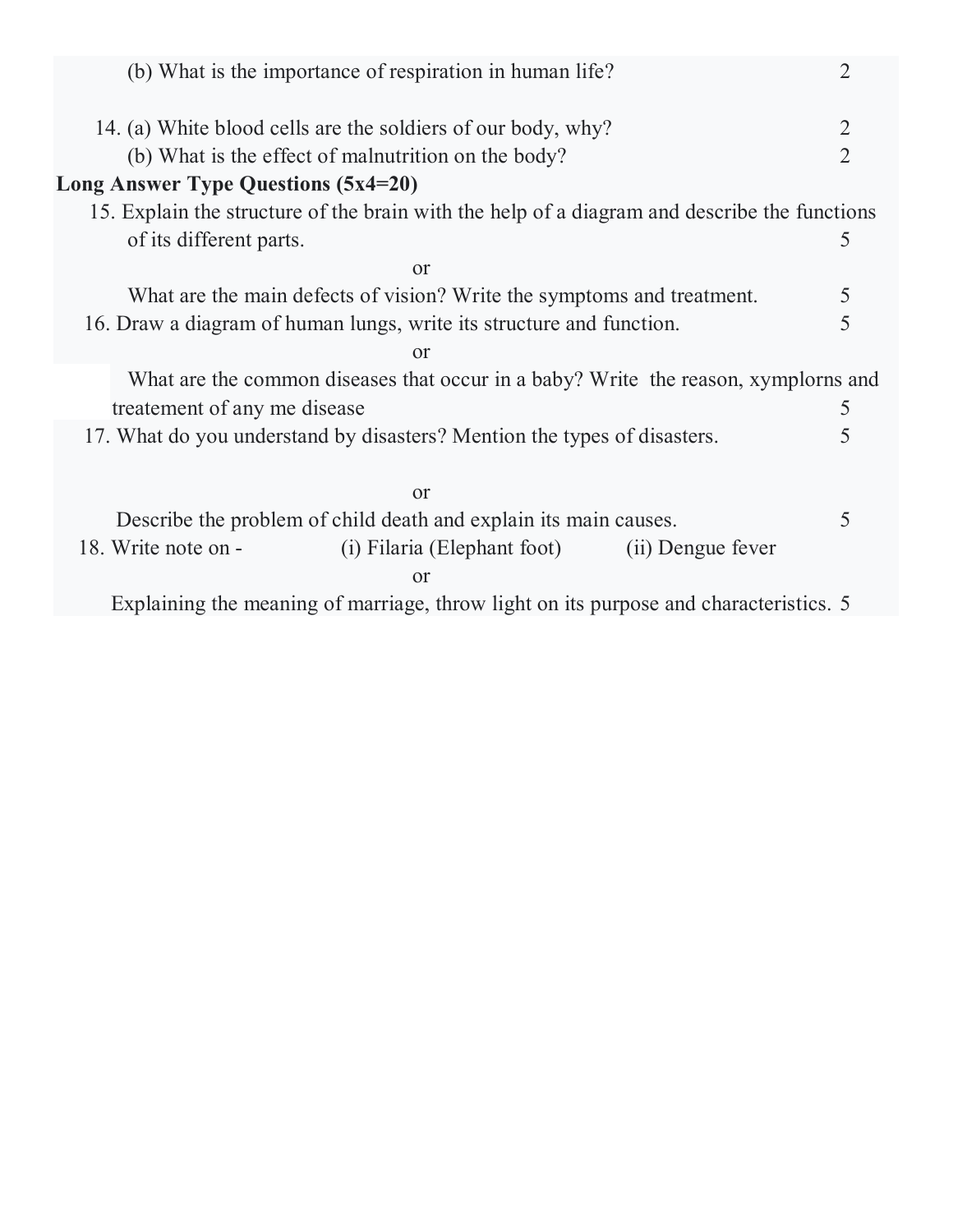(b) What is the importance of respiration in human life? 2

14. (a) White blood cells are the soldiers of our body, why? 2
    (b) What is the effect of malnutrition on the body? 2

**Long Answer Type Questions (5x4=20)**

15. Explain the structure of the brain with the help of a diagram and describe the functions of its different parts. 5

or

What are the main defects of vision? Write the symptoms and treatment. 5

16. Draw a diagram of human lungs, write its structure and function. 5

or

What are the common diseases that occur in a baby? Write the reason, xymplorns and treatement of any me disease 5

17. What do you understand by disasters? Mention the types of disasters. 5

or

Describe the problem of child death and explain its main causes. 5

18. Write note on - (i) Filaria (Elephant foot) (ii) Dengue fever

or

Explaining the meaning of marriage, throw light on its purpose and characteristics. 5